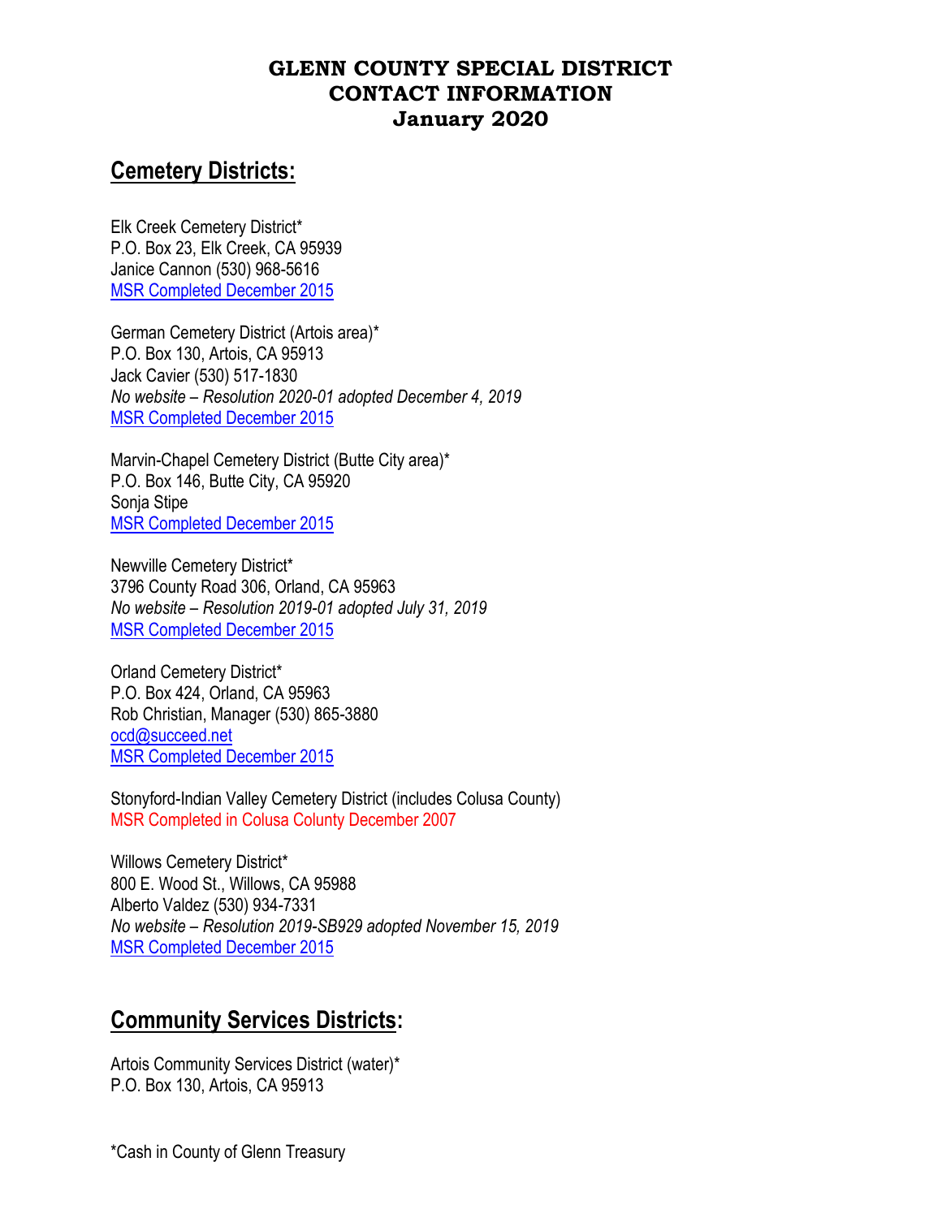# GLENN COUNTY SPECIAL DISTRICT CONTACT INFORMATION
# January 2020

## Cemetery Districts:

Elk Creek Cemetery District*
P.O. Box 23, Elk Creek, CA 95939
Janice Cannon (530) 968-5616
MSR Completed December 2015

German Cemetery District (Artois area)*
P.O. Box 130, Artois, CA 95913
Jack Cavier (530) 517-1830
*No website – Resolution 2020-01 adopted December 4, 2019*
MSR Completed December 2015

Marvin-Chapel Cemetery District (Butte City area)*
P.O. Box 146, Butte City, CA 95920
Sonja Stipe
MSR Completed December 2015

Newville Cemetery District*
3796 County Road 306, Orland, CA 95963
*No website – Resolution 2019-01 adopted July 31, 2019*
MSR Completed December 2015

Orland Cemetery District*
P.O. Box 424, Orland, CA 95963
Rob Christian, Manager (530) 865-3880
ocd@succeed.net
MSR Completed December 2015

Stonyford-Indian Valley Cemetery District (includes Colusa County)
MSR Completed in Colusa Colunty December 2007

Willows Cemetery District*
800 E. Wood St., Willows, CA 95988
Alberto Valdez (530) 934-7331
*No website – Resolution 2019-SB929 adopted November 15, 2019*
MSR Completed December 2015

## Community Services Districts:

Artois Community Services District (water)*
P.O. Box 130, Artois, CA 95913

*Cash in County of Glenn Treasury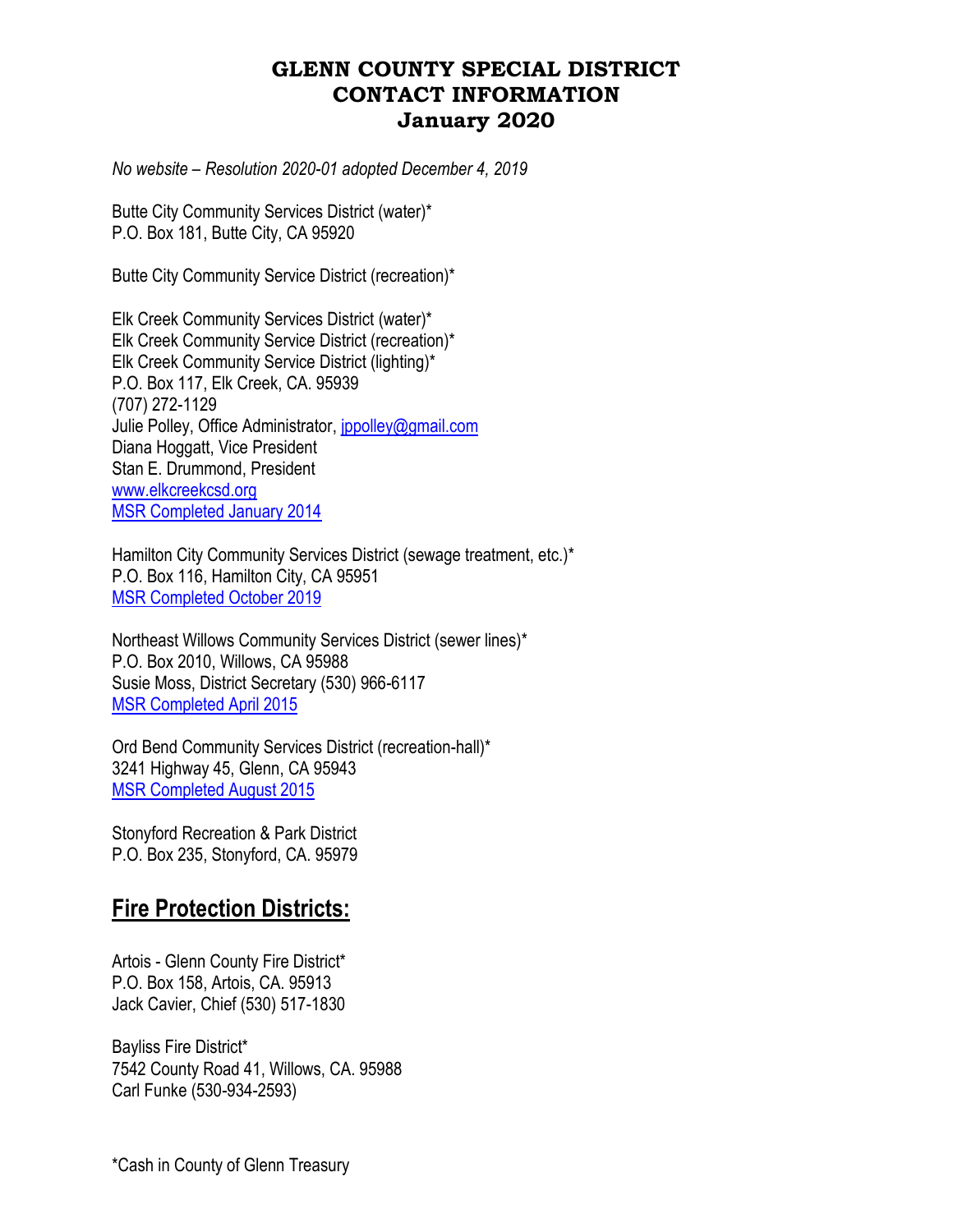# GLENN COUNTY SPECIAL DISTRICT CONTACT INFORMATION January 2020

*No website – Resolution 2020-01 adopted December 4, 2019*

Butte City Community Services District (water)*
P.O. Box 181, Butte City, CA 95920

Butte City Community Service District (recreation)*

Elk Creek Community Services District (water)*
Elk Creek Community Service District (recreation)*
Elk Creek Community Service District (lighting)*
P.O. Box 117, Elk Creek, CA. 95939
(707) 272-1129
Julie Polley, Office Administrator, jppolley@gmail.com
Diana Hoggatt, Vice President
Stan E. Drummond, President
www.elkcreekcsd.org
MSR Completed January 2014

Hamilton City Community Services District (sewage treatment, etc.)*
P.O. Box 116, Hamilton City, CA 95951
MSR Completed October 2019

Northeast Willows Community Services District (sewer lines)*
P.O. Box 2010, Willows, CA 95988
Susie Moss, District Secretary (530) 966-6117
MSR Completed April 2015

Ord Bend Community Services District (recreation-hall)*
3241 Highway 45, Glenn, CA 95943
MSR Completed August 2015

Stonyford Recreation & Park District
P.O. Box 235, Stonyford, CA. 95979

## Fire Protection Districts:

Artois - Glenn County Fire District*
P.O. Box 158, Artois, CA. 95913
Jack Cavier, Chief (530) 517-1830

Bayliss Fire District*
7542 County Road 41, Willows, CA. 95988
Carl Funke (530-934-2593)

*Cash in County of Glenn Treasury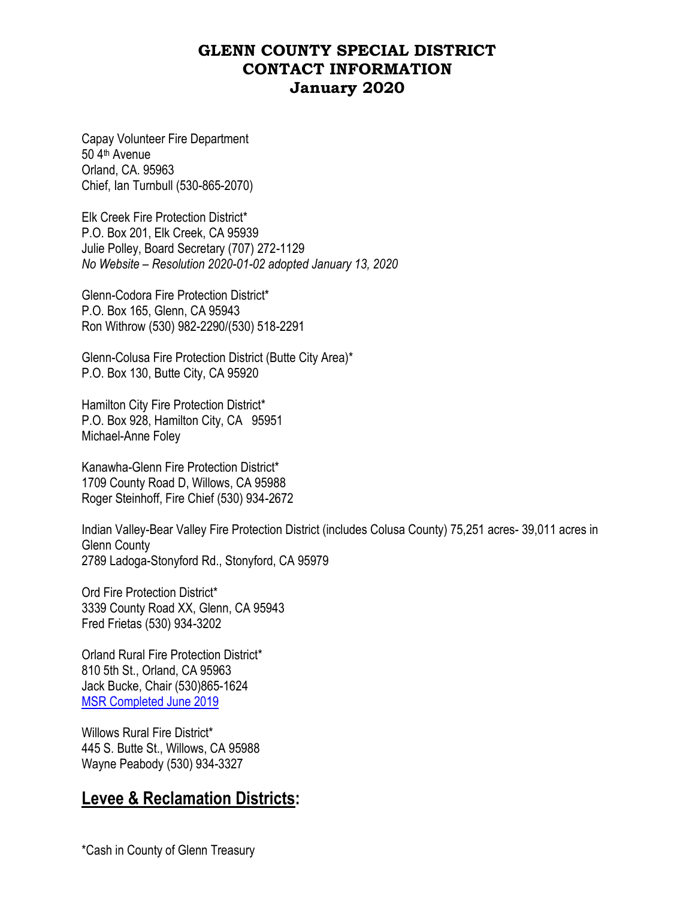# GLENN COUNTY SPECIAL DISTRICT CONTACT INFORMATION January 2020

Capay Volunteer Fire Department
50 4th Avenue
Orland, CA. 95963
Chief, Ian Turnbull (530-865-2070)

Elk Creek Fire Protection District*
P.O. Box 201, Elk Creek, CA 95939
Julie Polley, Board Secretary (707) 272-1129
*No Website – Resolution 2020-01-02 adopted January 13, 2020*

Glenn-Codora Fire Protection District*
P.O. Box 165, Glenn, CA 95943
Ron Withrow (530) 982-2290/(530) 518-2291

Glenn-Colusa Fire Protection District (Butte City Area)*
P.O. Box 130, Butte City, CA 95920

Hamilton City Fire Protection District*
P.O. Box 928, Hamilton City, CA 95951
Michael-Anne Foley

Kanawha-Glenn Fire Protection District*
1709 County Road D, Willows, CA 95988
Roger Steinhoff, Fire Chief (530) 934-2672

Indian Valley-Bear Valley Fire Protection District (includes Colusa County) 75,251 acres- 39,011 acres in Glenn County
2789 Ladoga-Stonyford Rd., Stonyford, CA 95979

Ord Fire Protection District*
3339 County Road XX, Glenn, CA 95943
Fred Frietas (530) 934-3202

Orland Rural Fire Protection District*
810 5th St., Orland, CA 95963
Jack Bucke, Chair (530)865-1624
MSR Completed June 2019

Willows Rural Fire District*
445 S. Butte St., Willows, CA 95988
Wayne Peabody (530) 934-3327

## Levee & Reclamation Districts:

*Cash in County of Glenn Treasury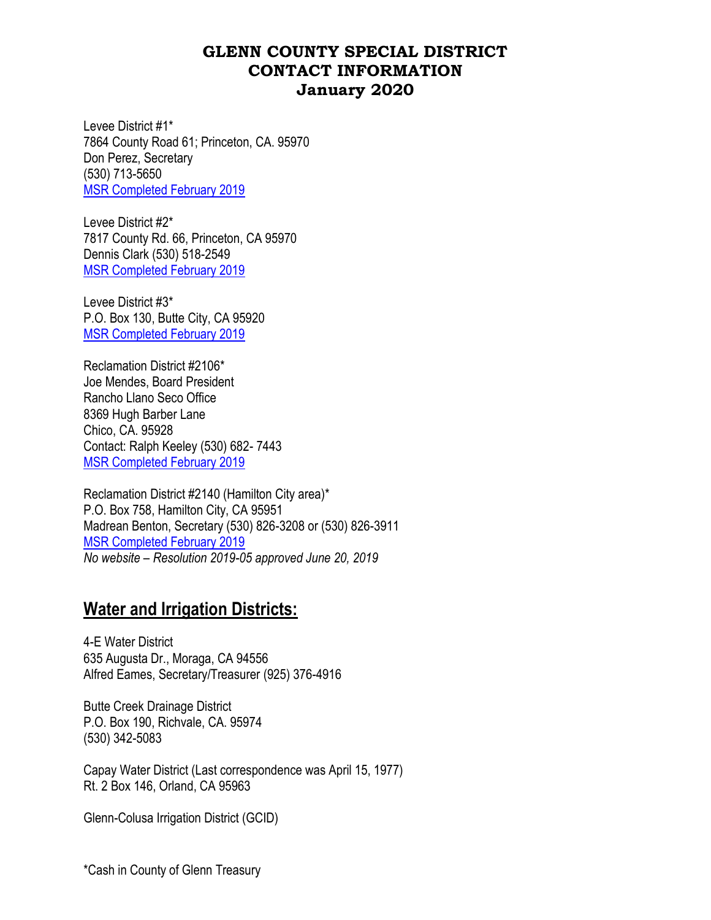# GLENN COUNTY SPECIAL DISTRICT CONTACT INFORMATION January 2020

Levee District #1*
7864 County Road 61; Princeton, CA. 95970
Don Perez, Secretary
(530) 713-5650
MSR Completed February 2019

Levee District #2*
7817 County Rd. 66, Princeton, CA 95970
Dennis Clark (530) 518-2549
MSR Completed February 2019

Levee District #3*
P.O. Box 130, Butte City, CA 95920
MSR Completed February 2019

Reclamation District #2106*
Joe Mendes, Board President
Rancho Llano Seco Office
8369 Hugh Barber Lane
Chico, CA. 95928
Contact: Ralph Keeley (530) 682- 7443
MSR Completed February 2019

Reclamation District #2140 (Hamilton City area)*
P.O. Box 758, Hamilton City, CA 95951
Madrean Benton, Secretary (530) 826-3208 or (530) 826-3911
MSR Completed February 2019
*No website – Resolution 2019-05 approved June 20, 2019*

## Water and Irrigation Districts:

4-E Water District
635 Augusta Dr., Moraga, CA 94556
Alfred Eames, Secretary/Treasurer (925) 376-4916

Butte Creek Drainage District
P.O. Box 190, Richvale, CA. 95974
(530) 342-5083

Capay Water District (Last correspondence was April 15, 1977)
Rt. 2 Box 146, Orland, CA 95963

Glenn-Colusa Irrigation District (GCID)

*Cash in County of Glenn Treasury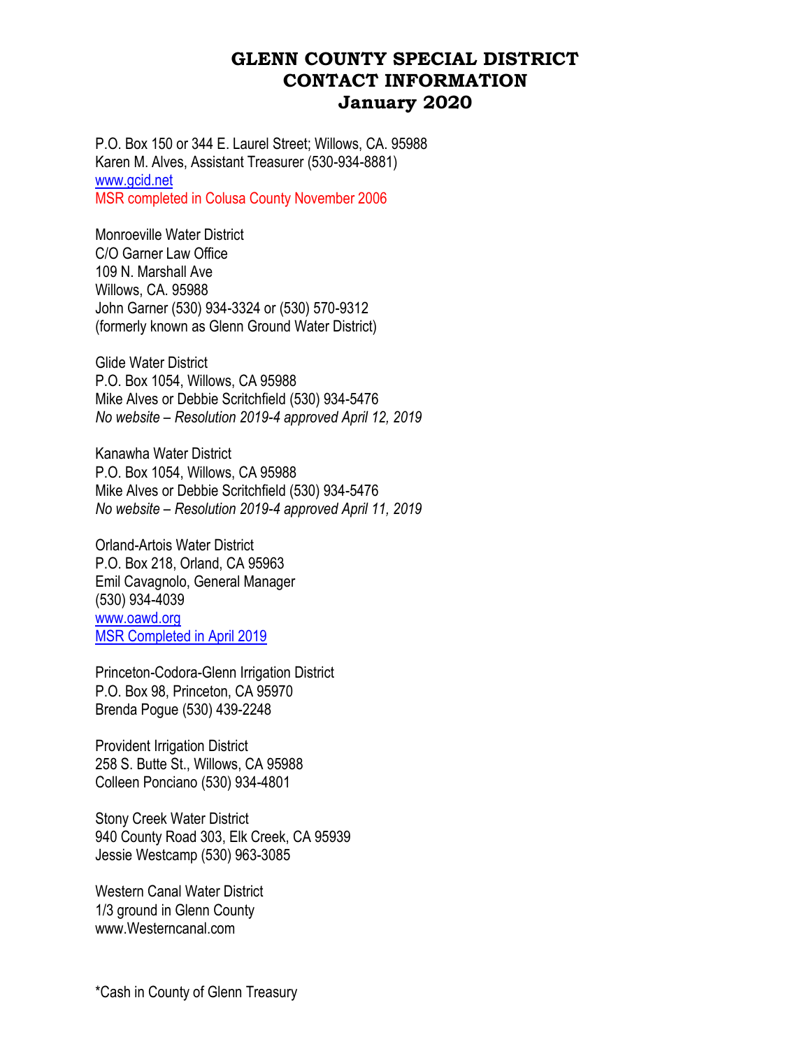# GLENN COUNTY SPECIAL DISTRICT CONTACT INFORMATION January 2020

P.O. Box 150 or 344 E. Laurel Street; Willows, CA. 95988
Karen M. Alves, Assistant Treasurer (530-934-8881)
www.gcid.net
MSR completed in Colusa County November 2006

Monroeville Water District
C/O Garner Law Office
109 N. Marshall Ave
Willows, CA. 95988
John Garner (530) 934-3324 or (530) 570-9312
(formerly known as Glenn Ground Water District)

Glide Water District
P.O. Box 1054, Willows, CA 95988
Mike Alves or Debbie Scritchfield (530) 934-5476
*No website – Resolution 2019-4 approved April 12, 2019*

Kanawha Water District
P.O. Box 1054, Willows, CA 95988
Mike Alves or Debbie Scritchfield (530) 934-5476
*No website – Resolution 2019-4 approved April 11, 2019*

Orland-Artois Water District
P.O. Box 218, Orland, CA 95963
Emil Cavagnolo, General Manager
(530) 934-4039
www.oawd.org
MSR Completed in April 2019

Princeton-Codora-Glenn Irrigation District
P.O. Box 98, Princeton, CA 95970
Brenda Pogue (530) 439-2248

Provident Irrigation District
258 S. Butte St., Willows, CA 95988
Colleen Ponciano (530) 934-4801

Stony Creek Water District
940 County Road 303, Elk Creek, CA 95939
Jessie Westcamp (530) 963-3085

Western Canal Water District
1/3 ground in Glenn County
www.Westerncanal.com

*Cash in County of Glenn Treasury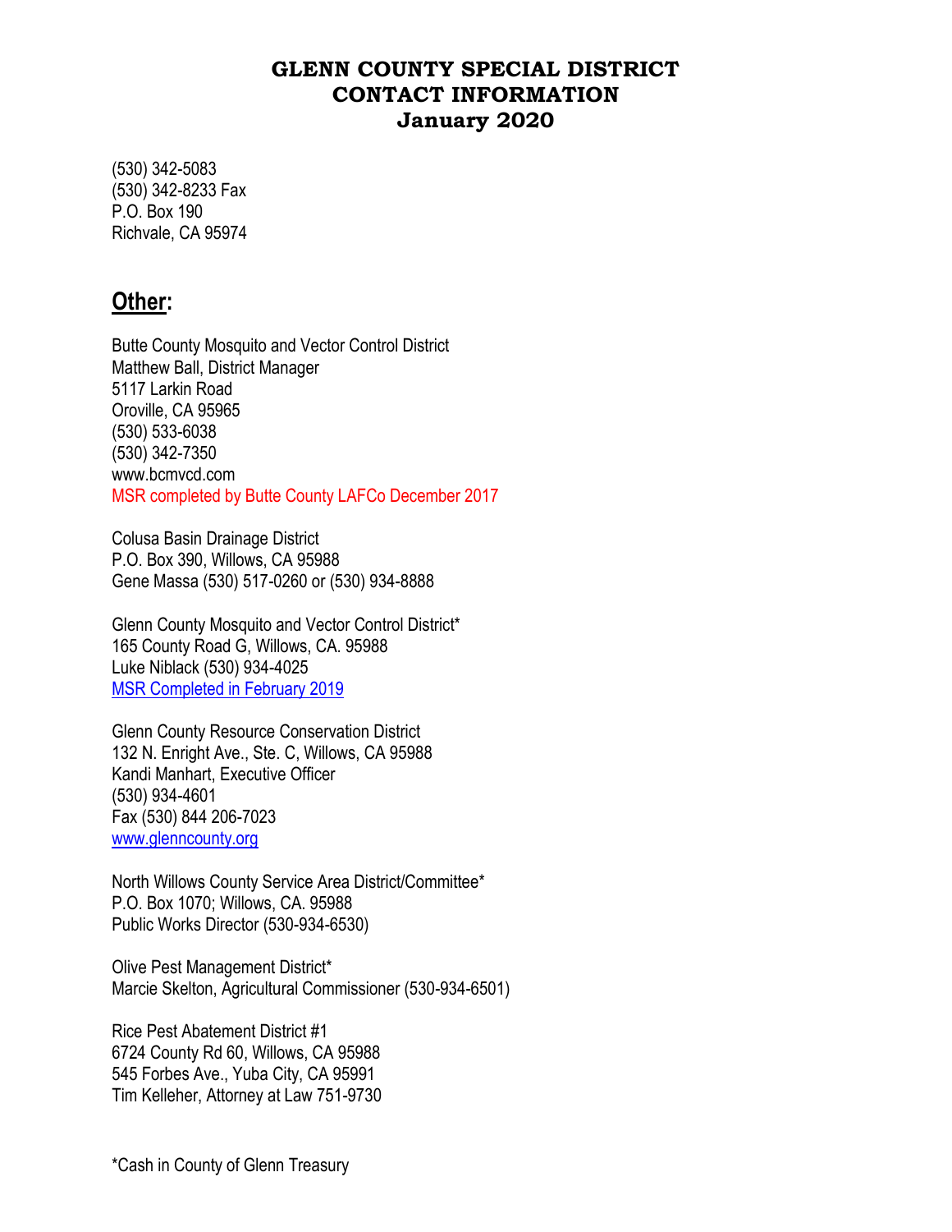# GLENN COUNTY SPECIAL DISTRICT CONTACT INFORMATION January 2020

(530) 342-5083
(530) 342-8233 Fax
P.O. Box 190
Richvale, CA 95974

## Other:

Butte County Mosquito and Vector Control District
Matthew Ball, District Manager
5117 Larkin Road
Oroville, CA 95965
(530) 533-6038
(530) 342-7350
www.bcmvcd.com
MSR completed by Butte County LAFCo December 2017

Colusa Basin Drainage District
P.O. Box 390, Willows, CA 95988
Gene Massa (530) 517-0260 or (530) 934-8888

Glenn County Mosquito and Vector Control District*
165 County Road G, Willows, CA. 95988
Luke Niblack (530) 934-4025
MSR Completed in February 2019

Glenn County Resource Conservation District
132 N. Enright Ave., Ste. C, Willows, CA 95988
Kandi Manhart, Executive Officer
(530) 934-4601
Fax (530) 844 206-7023
www.glenncounty.org

North Willows County Service Area District/Committee*
P.O. Box 1070; Willows, CA. 95988
Public Works Director (530-934-6530)

Olive Pest Management District*
Marcie Skelton, Agricultural Commissioner (530-934-6501)

Rice Pest Abatement District #1
6724 County Rd 60, Willows, CA 95988
545 Forbes Ave., Yuba City, CA 95991
Tim Kelleher, Attorney at Law 751-9730

*Cash in County of Glenn Treasury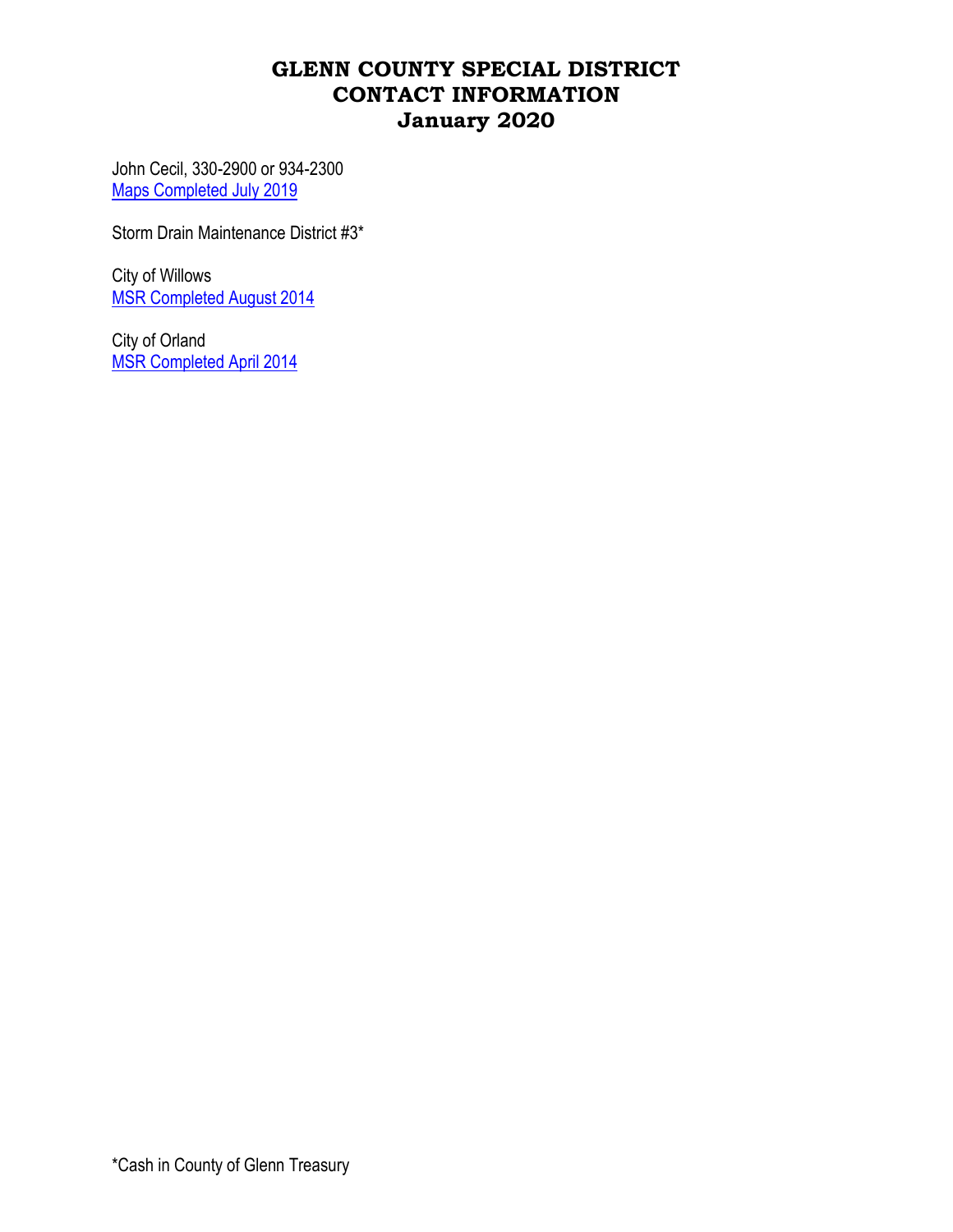# GLENN COUNTY SPECIAL DISTRICT CONTACT INFORMATION January 2020

John Cecil, 330-2900 or 934-2300
[Maps Completed July 2019]

Storm Drain Maintenance District #3*

City of Willows
[MSR Completed August 2014]

City of Orland
[MSR Completed April 2014]

*Cash in County of Glenn Treasury